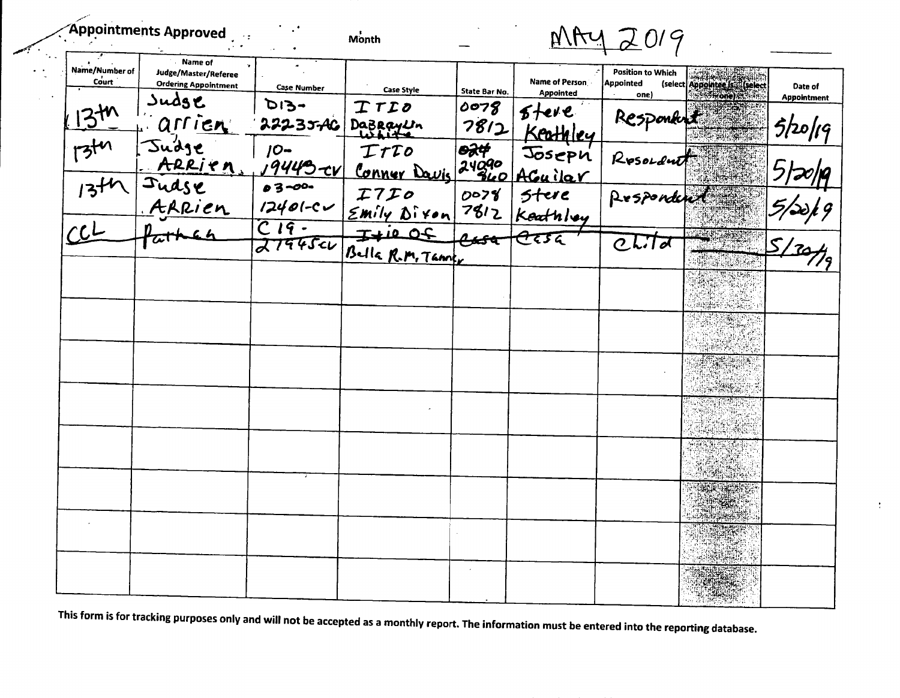**Appointments Approved** Month MAY 2019

| Name/Number of Court | Name of Judge/Master/Referee Ordering Appointment | Case Number | Case Style | State Bar No. | Name of Person Appointed | Position to Which Appointed (select one) | Appointee is: (select one) | Date of Appointment |
|---|---|---|---|---|---|---|---|---|
| 13th | Judge arrien | D13-22235-AG | ITIO DaBraylin White | 0078 7812 | Steve Keathley | Respondent | | 5/20/19 |
| 13th | Judge ARRien | 10-19443-CV | ITIO Conner Davis | 024 24090 860 | Joseph AGuilar | Respondent | | 5/20/19 |
| 13th | Judge ARRien | 03-00-12401-CV | ITIO Emily Dixon | 0078 7812 | Steve Keathley | Respondent | | 5/20/19 |
| ~~CCL~~ | ~~Pathan~~ | ~~C19-27945CV~~ | ~~Itio Of Bella R.M. Tanner~~ | ~~casa~~ | ~~Casa~~ | ~~Child~~ | | ~~5/30/19~~ |
| | | | | | | | | |
| | | | | | | | | |
| | | | | | | | | |
| | | | | | | | | |
| | | | | | | | | |
| | | | | | | | | |
| | | | | | | | | |
| | | | | | | | | |

**This form is for tracking purposes only and will not be accepted as a monthly report. The information must be entered into the reporting database.**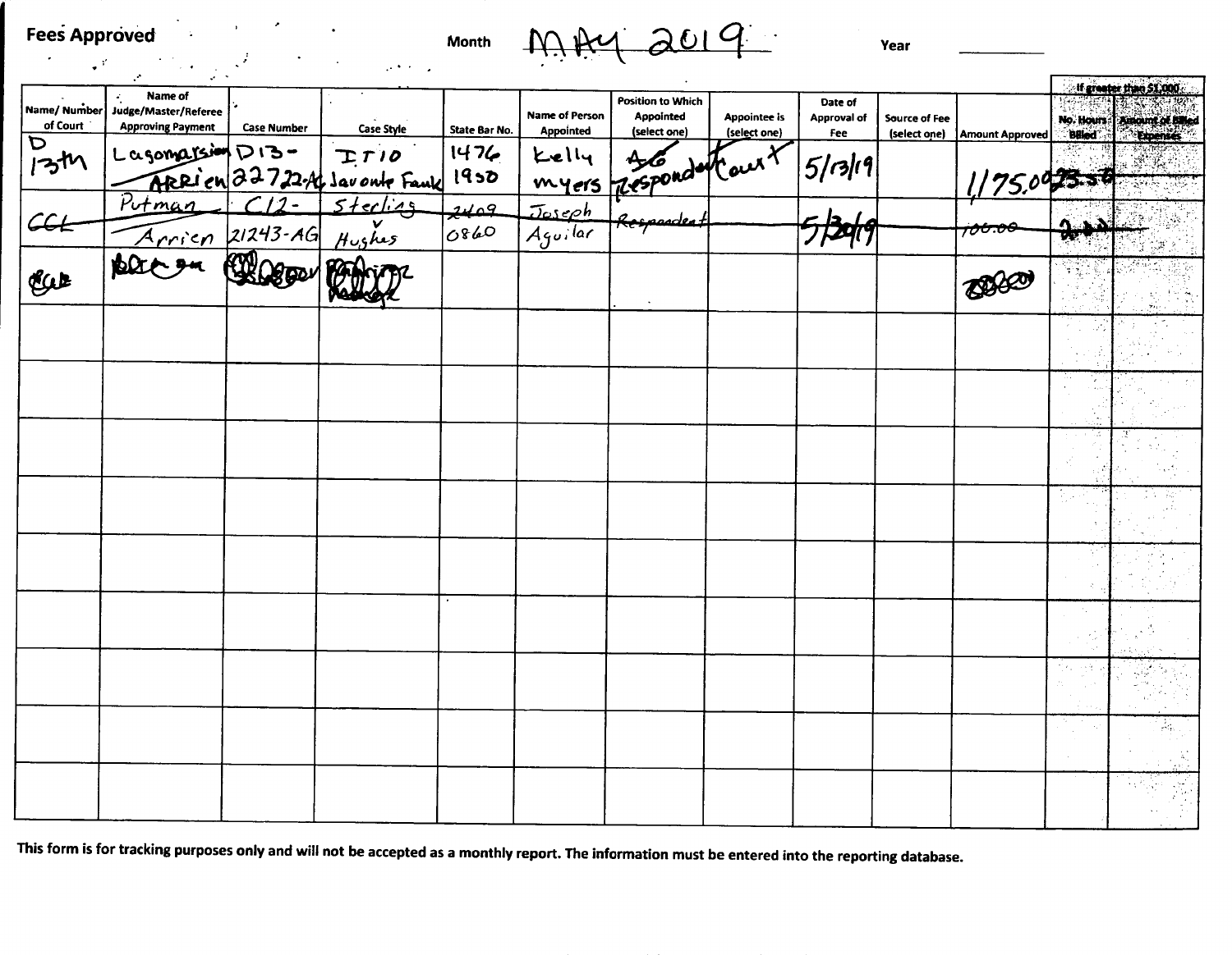**Fees Approved** Month MAY 2019 Year ________

| Name/ Number of Court | Name of Judge/Master/Referee Approving Payment | Case Number | Case Style | State Bar No. | Name of Person Appointed | Position to Which Appointed (select one) | Appointee is (select one) | Date of Approval of Fee | Source of Fee (select one) | Amount Approved | If greater than $1,000 | |
|---|---|---|---|---|---|---|---|---|---|---|---|---|
| | | | | | | | | | | | No. Hours Billed | Amount of Billed Expenses |
| D 13th | Lagomarsino ~~Arrien~~ | D13-22722-AG | ITIO Javonte Faulk | 1476 1950 | Kelly myers | ~~AG~~ Respondent | Court | 5/13/19 | | 1,175.00 ~~23.50~~ | | |
| ~~CCL~~ | ~~Putman Arrien~~ | ~~C12-21243-AG~~ | ~~Sterling v Hughes~~ | ~~2409 0860~~ | ~~Joseph Aguilar~~ | ~~Respondent~~ | | ~~5/20/19~~ | | ~~100.00~~ | ~~2.00~~ | |
| ~~[illegible]~~ | ~~[illegible]~~ | ~~[illegible]~~ | ~~[illegible]~~ | | | | | | | ~~[illegible]~~ | | |
| | | | | | | | | | | | | |
| | | | | | | | | | | | | |
| | | | | | | | | | | | | |
| | | | | | | | | | | | | |
| | | | | | | | | | | | | |
| | | | | | | | | | | | | |
| | | | | | | | | | | | | |
| | | | | | | | | | | | | |
| | | | | | | | | | | | | |

**This form is for tracking purposes only and will not be accepted as a monthly report. The information must be entered into the reporting database.**